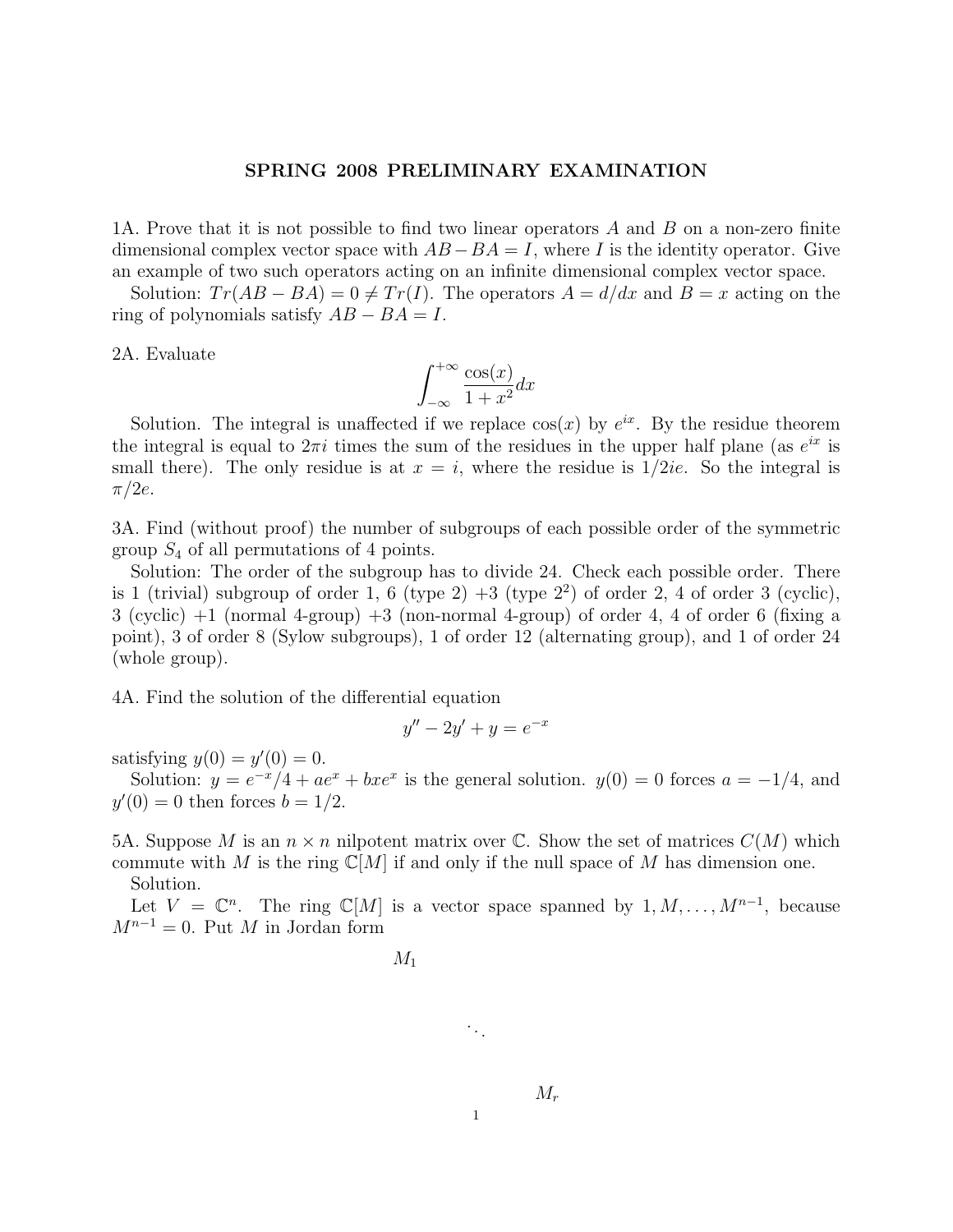# SPRING 2008 PRELIMINARY EXAMINATION

1A. Prove that it is not possible to find two linear operators $A$ and $B$ on a non-zero finite dimensional complex vector space with $AB - BA = I$, where $I$ is the identity operator. Give an example of two such operators acting on an infinite dimensional complex vector space.

Solution: $Tr(AB - BA) = 0 \neq Tr(I)$. The operators $A = d/dx$ and $B = x$ acting on the ring of polynomials satisfy $AB - BA = I$.

2A. Evaluate

$$\int_{-\infty}^{+\infty} \frac{\cos(x)}{1+x^2} dx$$

Solution. The integral is unaffected if we replace $\cos(x)$ by $e^{ix}$. By the residue theorem the integral is equal to $2\pi i$ times the sum of the residues in the upper half plane (as $e^{ix}$ is small there). The only residue is at $x = i$, where the residue is $1/2ie$. So the integral is $\pi/2e$.

3A. Find (without proof) the number of subgroups of each possible order of the symmetric group $S_4$ of all permutations of 4 points.

Solution: The order of the subgroup has to divide 24. Check each possible order. There is 1 (trivial) subgroup of order 1, 6 (type 2) +3 (type $2^2$) of order 2, 4 of order 3 (cyclic), 3 (cyclic) +1 (normal 4-group) +3 (non-normal 4-group) of order 4, 4 of order 6 (fixing a point), 3 of order 8 (Sylow subgroups), 1 of order 12 (alternating group), and 1 of order 24 (whole group).

4A. Find the solution of the differential equation

$$y'' - 2y' + y = e^{-x}$$

satisfying $y(0) = y'(0) = 0$.

Solution: $y = e^{-x}/4 + ae^x + bxe^x$ is the general solution. $y(0) = 0$ forces $a = -1/4$, and $y'(0) = 0$ then forces $b = 1/2$.

5A. Suppose $M$ is an $n \times n$ nilpotent matrix over $\mathbb{C}$. Show the set of matrices $C(M)$ which commute with $M$ is the ring $\mathbb{C}[M]$ if and only if the null space of $M$ has dimension one.

Solution.

Let $V = \mathbb{C}^n$. The ring $\mathbb{C}[M]$ is a vector space spanned by $1, M, \ldots, M^{n-1}$, because $M^{n-1} = 0$. Put $M$ in Jordan form

$$\begin{matrix} M_1 & & \\ & \ddots & \\ & & M_r \end{matrix}$$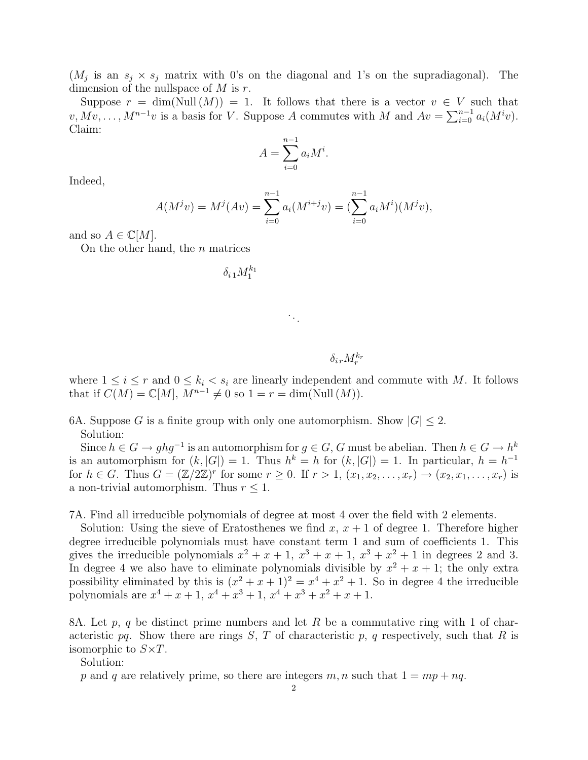($M_j$ is an $s_j \times s_j$ matrix with 0's on the diagonal and 1's on the supradiagonal). The dimension of the nullspace of $M$ is $r$.

Suppose $r = \dim(\text{Null}\,(M)) = 1$. It follows that there is a vector $v \in V$ such that $v, Mv, \ldots, M^{n-1}v$ is a basis for $V$. Suppose $A$ commutes with $M$ and $Av = \sum_{i=0}^{n-1} a_i(M^i v)$. Claim:

$$A = \sum_{i=0}^{n-1} a_i M^i.$$

Indeed,

$$A(M^j v) = M^j(Av) = \sum_{i=0}^{n-1} a_i(M^{i+j}v) = (\sum_{i=0}^{n-1} a_i M^i)(M^j v),$$

and so $A \in \mathbb{C}[M]$.

On the other hand, the $n$ matrices

$$\begin{pmatrix} \delta_{i\,1} M_1^{k_1} & & \\ & \ddots & \\ & & \delta_{i\,r} M_r^{k_r} \end{pmatrix}$$

where $1 \leq i \leq r$ and $0 \leq k_i < s_i$ are linearly independent and commute with $M$. It follows that if $C(M) = \mathbb{C}[M]$, $M^{n-1} \neq 0$ so $1 = r = \dim(\text{Null}\,(M))$.

6A. Suppose $G$ is a finite group with only one automorphism. Show $|G| \leq 2$.

Solution:

Since $h \in G \to ghg^{-1}$ is an automorphism for $g \in G$, $G$ must be abelian. Then $h \in G \to h^k$ is an automorphism for $(k, |G|) = 1$. Thus $h^k = h$ for $(k, |G|) = 1$. In particular, $h = h^{-1}$ for $h \in G$. Thus $G = (\mathbb{Z}/2\mathbb{Z})^r$ for some $r \geq 0$. If $r > 1$, $(x_1, x_2, \ldots, x_r) \to (x_2, x_1, \ldots, x_r)$ is a non-trivial automorphism. Thus $r \leq 1$.

7A. Find all irreducible polynomials of degree at most 4 over the field with 2 elements.

Solution: Using the sieve of Eratosthenes we find $x$, $x+1$ of degree 1. Therefore higher degree irreducible polynomials must have constant term 1 and sum of coefficients 1. This gives the irreducible polynomials $x^2+x+1$, $x^3+x+1$, $x^3+x^2+1$ in degrees 2 and 3. In degree 4 we also have to eliminate polynomials divisible by $x^2+x+1$; the only extra possibility eliminated by this is $(x^2+x+1)^2 = x^4+x^2+1$. So in degree 4 the irreducible polynomials are $x^4+x+1$, $x^4+x^3+1$, $x^4+x^3+x^2+x+1$.

8A. Let $p$, $q$ be distinct prime numbers and let $R$ be a commutative ring with 1 of characteristic $pq$. Show there are rings $S$, $T$ of characteristic $p$, $q$ respectively, such that $R$ is isomorphic to $S \times T$.

Solution:

$p$ and $q$ are relatively prime, so there are integers $m, n$ such that $1 = mp + nq$.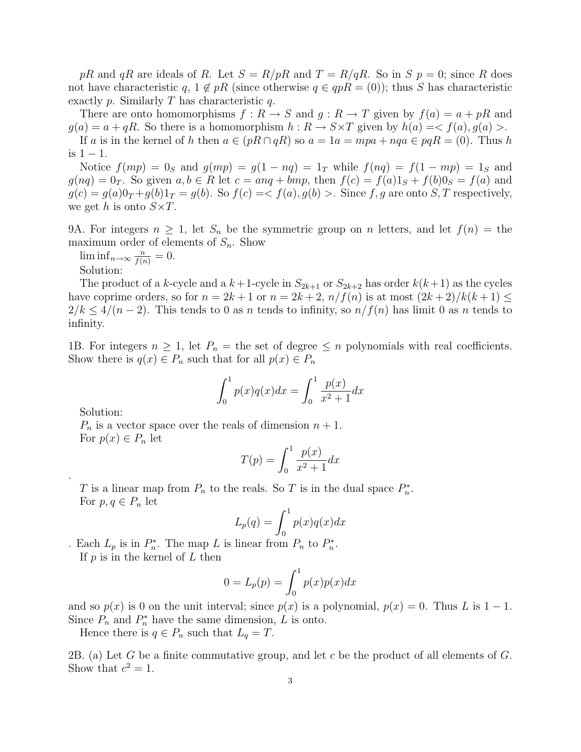$pR$ and $qR$ are ideals of $R$. Let $S = R/pR$ and $T = R/qR$. So in $S$ $p = 0$; since $R$ does not have characteristic $q$, $1 \notin pR$ (since otherwise $q \in qpR = (0)$); thus $S$ has characteristic exactly $p$. Similarly $T$ has characteristic $q$.

There are onto homomorphisms $f : R \to S$ and $g : R \to T$ given by $f(a) = a + pR$ and $g(a) = a + qR$. So there is a homomorphism $h : R \to S \times T$ given by $h(a) =< f(a), g(a) >$.

If $a$ is in the kernel of $h$ then $a \in (pR \cap qR)$ so $a = 1a = mpa + nqa \in pqR = (0)$. Thus $h$ is $1-1$.

Notice $f(mp) = 0_S$ and $g(mp) = g(1 - nq) = 1_T$ while $f(nq) = f(1 - mp) = 1_S$ and $g(nq) = 0_T$. So given $a, b \in R$ let $c = anq + bmp$, then $f(c) = f(a)1_S + f(b)0_S = f(a)$ and $g(c) = g(a)0_T + g(b)1_T = g(b)$. So $f(c) =< f(a), g(b) >$. Since $f, g$ are onto $S, T$ respectively, we get $h$ is onto $S \times T$.

9A. For integers $n \geq 1$, let $S_n$ be the symmetric group on $n$ letters, and let $f(n) =$ the maximum order of elements of $S_n$. Show

$\liminf_{n\to\infty} \frac{n}{f(n)} = 0$.

Solution:

The product of a $k$-cycle and a $k+1$-cycle in $S_{2k+1}$ or $S_{2k+2}$ has order $k(k+1)$ as the cycles have coprime orders, so for $n = 2k + 1$ or $n = 2k + 2$, $n/f(n)$ is at most $(2k + 2)/k(k + 1) \leq 2/k \leq 4/(n - 2)$. This tends to 0 as $n$ tends to infinity, so $n/f(n)$ has limit 0 as $n$ tends to infinity.

1B. For integers $n \geq 1$, let $P_n =$ the set of degree $\leq n$ polynomials with real coefficients. Show there is $q(x) \in P_n$ such that for all $p(x) \in P_n$

$$\int_0^1 p(x)q(x)dx = \int_0^1 \frac{p(x)}{x^2 + 1}dx$$

Solution:

$P_n$ is a vector space over the reals of dimension $n + 1$.

For $p(x) \in P_n$ let

$$T(p) = \int_0^1 \frac{p(x)}{x^2 + 1}dx$$

.

$T$ is a linear map from $P_n$ to the reals. So $T$ is in the dual space $P_n^*$.

For $p, q \in P_n$ let

$$L_p(q) = \int_0^1 p(x)q(x)dx$$

. Each $L_p$ is in $P_n^*$. The map $L$ is linear from $P_n$ to $P_n^*$.

If $p$ is in the kernel of $L$ then

$$0 = L_p(p) = \int_0^1 p(x)p(x)dx$$

and so $p(x)$ is 0 on the unit interval; since $p(x)$ is a polynomial, $p(x) = 0$. Thus $L$ is $1-1$. Since $P_n$ and $P_n^*$ have the same dimension, $L$ is onto.

Hence there is $q \in P_n$ such that $L_q = T$.

2B. (a) Let $G$ be a finite commutative group, and let $c$ be the product of all elements of $G$. Show that $c^2 = 1$.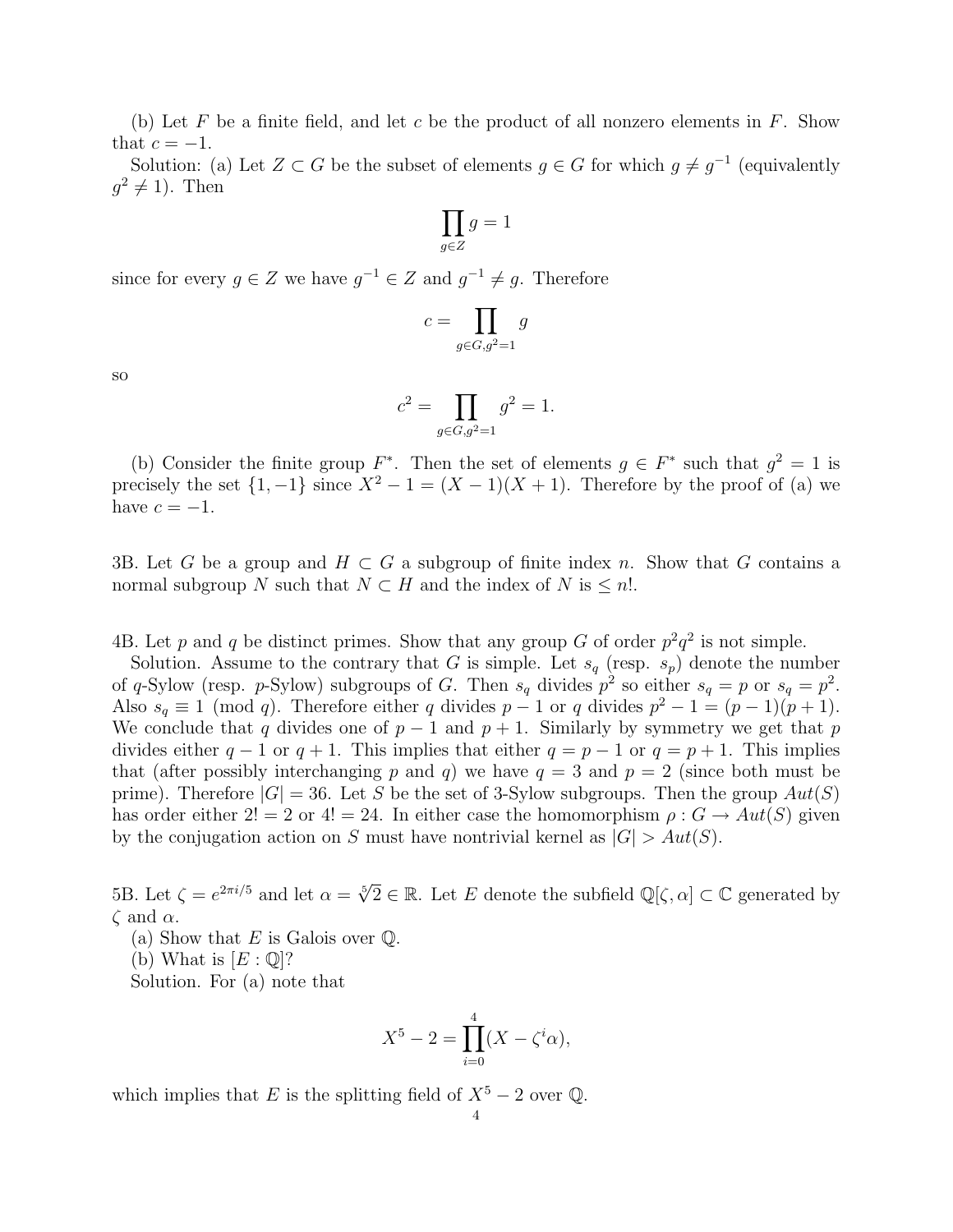(b) Let $F$ be a finite field, and let $c$ be the product of all nonzero elements in $F$. Show that $c = -1$.

Solution: (a) Let $Z \subset G$ be the subset of elements $g \in G$ for which $g \neq g^{-1}$ (equivalently $g^2 \neq 1$). Then

$$\prod_{g \in Z} g = 1$$

since for every $g \in Z$ we have $g^{-1} \in Z$ and $g^{-1} \neq g$. Therefore

$$c = \prod_{g \in G, g^2 = 1} g$$

so

$$c^2 = \prod_{g \in G, g^2 = 1} g^2 = 1.$$

(b) Consider the finite group $F^*$. Then the set of elements $g \in F^*$ such that $g^2 = 1$ is precisely the set $\{1, -1\}$ since $X^2 - 1 = (X-1)(X+1)$. Therefore by the proof of (a) we have $c = -1$.

3B. Let $G$ be a group and $H \subset G$ a subgroup of finite index $n$. Show that $G$ contains a normal subgroup $N$ such that $N \subset H$ and the index of $N$ is $\leq n!$.

4B. Let $p$ and $q$ be distinct primes. Show that any group $G$ of order $p^2q^2$ is not simple.

Solution. Assume to the contrary that $G$ is simple. Let $s_q$ (resp. $s_p$) denote the number of $q$-Sylow (resp. $p$-Sylow) subgroups of $G$. Then $s_q$ divides $p^2$ so either $s_q = p$ or $s_q = p^2$. Also $s_q \equiv 1 \pmod{q}$. Therefore either $q$ divides $p - 1$ or $q$ divides $p^2 - 1 = (p-1)(p+1)$. We conclude that $q$ divides one of $p - 1$ and $p + 1$. Similarly by symmetry we get that $p$ divides either $q - 1$ or $q + 1$. This implies that either $q = p - 1$ or $q = p + 1$. This implies that (after possibly interchanging $p$ and $q$) we have $q = 3$ and $p = 2$ (since both must be prime). Therefore $|G| = 36$. Let $S$ be the set of 3-Sylow subgroups. Then the group $Aut(S)$ has order either $2! = 2$ or $4! = 24$. In either case the homomorphism $\rho : G \to Aut(S)$ given by the conjugation action on $S$ must have nontrivial kernel as $|G| > Aut(S)$.

5B. Let $\zeta = e^{2\pi i/5}$ and let $\alpha = \sqrt[5]{2} \in \mathbb{R}$. Let $E$ denote the subfield $\mathbb{Q}[\zeta, \alpha] \subset \mathbb{C}$ generated by $\zeta$ and $\alpha$.

(a) Show that $E$ is Galois over $\mathbb{Q}$.

(b) What is $[E : \mathbb{Q}]$?

Solution. For (a) note that

$$X^5 - 2 = \prod_{i=0}^{4} (X - \zeta^i \alpha),$$

which implies that $E$ is the splitting field of $X^5 - 2$ over $\mathbb{Q}$.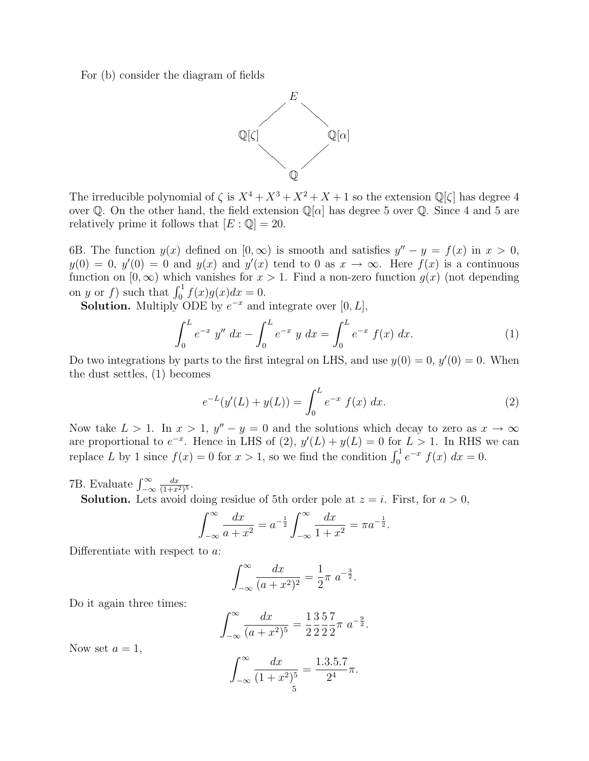For (b) consider the diagram of fields

$$
\begin{array}{ccc}
 & E & \\
\mathbb{Q}[\zeta] & & \mathbb{Q}[\alpha] \\
 & \mathbb{Q} &
\end{array}
$$

The irreducible polynomial of $\zeta$ is $X^4 + X^3 + X^2 + X + 1$ so the extension $\mathbb{Q}[\zeta]$ has degree 4 over $\mathbb{Q}$. On the other hand, the field extension $\mathbb{Q}[\alpha]$ has degree 5 over $\mathbb{Q}$. Since 4 and 5 are relatively prime it follows that $[E : \mathbb{Q}] = 20$.

6B. The function $y(x)$ defined on $[0, \infty)$ is smooth and satisfies $y'' - y = f(x)$ in $x > 0$, $y(0) = 0$, $y'(0) = 0$ and $y(x)$ and $y'(x)$ tend to 0 as $x \to \infty$. Here $f(x)$ is a continuous function on $[0, \infty)$ which vanishes for $x > 1$. Find a non-zero function $g(x)$ (not depending on $y$ or $f$) such that $\int_0^1 f(x)g(x)dx = 0$.

**Solution.** Multiply ODE by $e^{-x}$ and integrate over $[0, L]$,

$$\int_0^L e^{-x}\ y''\ dx - \int_0^L e^{-x}\ y\ dx = \int_0^L e^{-x}\ f(x)\ dx. \tag{1}$$

Do two integrations by parts to the first integral on LHS, and use $y(0) = 0$, $y'(0) = 0$. When the dust settles, (1) becomes

$$e^{-L}(y'(L) + y(L)) = \int_0^L e^{-x}\ f(x)\ dx. \tag{2}$$

Now take $L > 1$. In $x > 1$, $y'' - y = 0$ and the solutions which decay to zero as $x \to \infty$ are proportional to $e^{-x}$. Hence in LHS of (2), $y'(L) + y(L) = 0$ for $L > 1$. In RHS we can replace $L$ by 1 since $f(x) = 0$ for $x > 1$, so we find the condition $\int_0^1 e^{-x}\ f(x)\ dx = 0$.

7B. Evaluate $\int_{-\infty}^{\infty} \frac{dx}{(1+x^2)^5}$.

**Solution.** Lets avoid doing residue of 5th order pole at $z = i$. First, for $a > 0$,

$$\int_{-\infty}^{\infty} \frac{dx}{a + x^2} = a^{-\frac{1}{2}} \int_{-\infty}^{\infty} \frac{dx}{1 + x^2} = \pi a^{-\frac{1}{2}}.$$

Differentiate with respect to $a$:

$$\int_{-\infty}^{\infty} \frac{dx}{(a + x^2)^2} = \frac{1}{2}\pi\ a^{-\frac{3}{2}}.$$

Do it again three times:

$$\int_{-\infty}^{\infty} \frac{dx}{(a + x^2)^5} = \frac{1}{2}\frac{3}{2}\frac{5}{2}\frac{7}{2}\pi\ a^{-\frac{9}{2}}.$$

Now set $a = 1$,

$$\int_{-\infty}^{\infty} \frac{dx}{(1 + x^2)^5} = \frac{1.3.5.7}{2^4}\pi.$$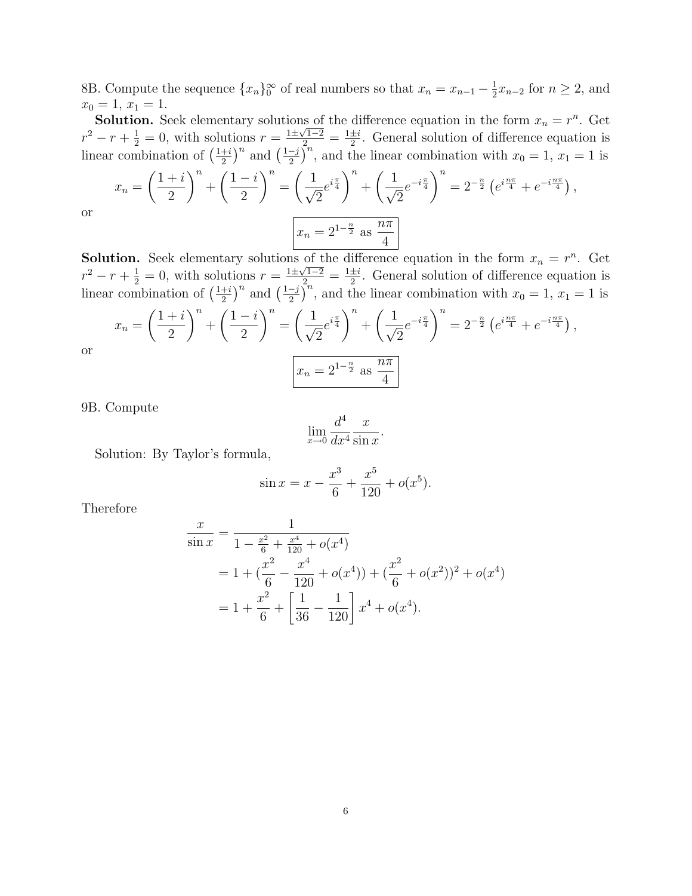8B. Compute the sequence $\{x_n\}_0^\infty$ of real numbers so that $x_n = x_{n-1} - \frac{1}{2}x_{n-2}$ for $n \geq 2$, and $x_0 = 1$, $x_1 = 1$.

**Solution.** Seek elementary solutions of the difference equation in the form $x_n = r^n$. Get $r^2 - r + \frac{1}{2} = 0$, with solutions $r = \frac{1 \pm \sqrt{1-2}}{2} = \frac{1 \pm i}{2}$. General solution of difference equation is linear combination of $\left(\frac{1+i}{2}\right)^n$ and $\left(\frac{1-j}{2}\right)^n$, and the linear combination with $x_0 = 1$, $x_1 = 1$ is

$$x_n = \left(\frac{1+i}{2}\right)^n + \left(\frac{1-i}{2}\right)^n = \left(\frac{1}{\sqrt{2}}e^{i\frac{\pi}{4}}\right)^n + \left(\frac{1}{\sqrt{2}}e^{-i\frac{\pi}{4}}\right)^n = 2^{-\frac{n}{2}}\left(e^{i\frac{n\pi}{4}} + e^{-i\frac{n\pi}{4}}\right),$$

or

$$\boxed{x_n = 2^{1-\frac{n}{2}} \text{ as } \frac{n\pi}{4}}$$

**Solution.** Seek elementary solutions of the difference equation in the form $x_n = r^n$. Get $r^2 - r + \frac{1}{2} = 0$, with solutions $r = \frac{1 \pm \sqrt{1-2}}{2} = \frac{1 \pm i}{2}$. General solution of difference equation is linear combination of $\left(\frac{1+i}{2}\right)^n$ and $\left(\frac{1-j}{2}\right)^n$, and the linear combination with $x_0 = 1$, $x_1 = 1$ is

$$x_n = \left(\frac{1+i}{2}\right)^n + \left(\frac{1-i}{2}\right)^n = \left(\frac{1}{\sqrt{2}}e^{i\frac{\pi}{4}}\right)^n + \left(\frac{1}{\sqrt{2}}e^{-i\frac{\pi}{4}}\right)^n = 2^{-\frac{n}{2}}\left(e^{i\frac{n\pi}{4}} + e^{-i\frac{n\pi}{4}}\right),$$

or

$$\boxed{x_n = 2^{1-\frac{n}{2}} \text{ as } \frac{n\pi}{4}}$$

9B. Compute

$$\lim_{x \to 0} \frac{d^4}{dx^4} \frac{x}{\sin x}.$$

Solution: By Taylor's formula,

$$\sin x = x - \frac{x^3}{6} + \frac{x^5}{120} + o(x^5).$$

Therefore

$$\begin{aligned}
\frac{x}{\sin x} &= \frac{1}{1 - \frac{x^2}{6} + \frac{x^4}{120} + o(x^4)} \\
&= 1 + \left(\frac{x^2}{6} - \frac{x^4}{120} + o(x^4)\right) + \left(\frac{x^2}{6} + o(x^2)\right)^2 + o(x^4) \\
&= 1 + \frac{x^2}{6} + \left[\frac{1}{36} - \frac{1}{120}\right]x^4 + o(x^4).
\end{aligned}$$